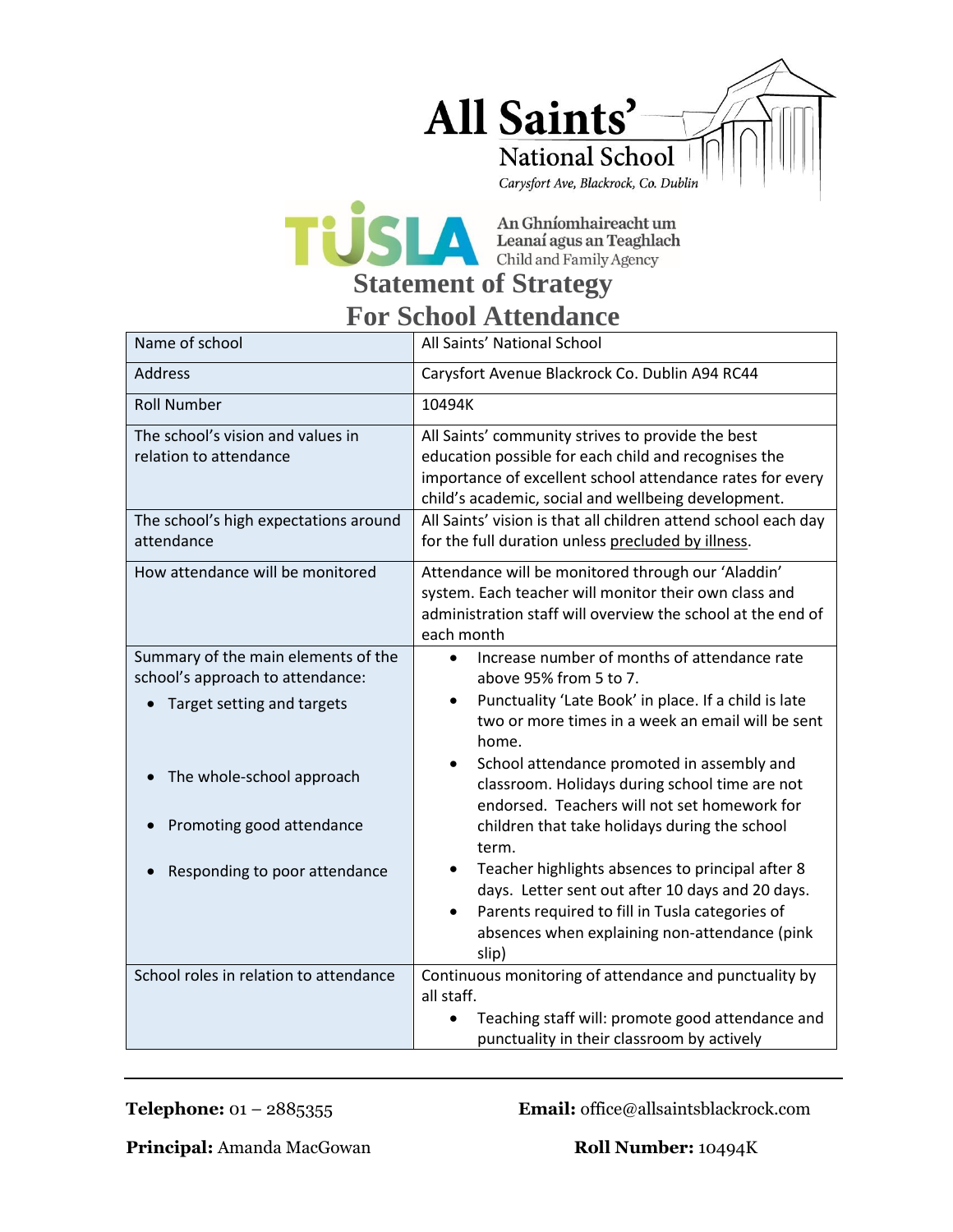**All Saints' National School**

*Carysfort Ave, Blackrock, Co. Dublin*

TUSLA — An Ghníomhaireacht um Leanaí agus an Teaghlach — Child and Family Agency

# Statement of Strategy
# For School Attendance

| Name of school | All Saints' National School |
|---|---|
| Address | Carysfort Avenue Blackrock Co. Dublin A94 RC44 |
| Roll Number | 10494K |
| The school's vision and values in relation to attendance | All Saints' community strives to provide the best education possible for each child and recognises the importance of excellent school attendance rates for every child's academic, social and wellbeing development. |
| The school's high expectations around attendance | All Saints' vision is that all children attend school each day for the full duration unless <u>precluded by illness</u>. |
| How attendance will be monitored | Attendance will be monitored through our 'Aladdin' system. Each teacher will monitor their own class and administration staff will overview the school at the end of each month |
| Summary of the main elements of the school's approach to attendance:<br>• Target setting and targets<br>• The whole-school approach<br>• Promoting good attendance<br>• Responding to poor attendance | • Increase number of months of attendance rate above 95% from 5 to 7.<br>• Punctuality 'Late Book' in place. If a child is late two or more times in a week an email will be sent home.<br>• School attendance promoted in assembly and classroom. Holidays during school time are not endorsed. Teachers will not set homework for children that take holidays during the school term.<br>• Teacher highlights absences to principal after 8 days. Letter sent out after 10 days and 20 days.<br>• Parents required to fill in Tusla categories of absences when explaining non-attendance (pink slip) |
| School roles in relation to attendance | Continuous monitoring of attendance and punctuality by all staff.<br>• Teaching staff will: promote good attendance and punctuality in their classroom by actively |

**Telephone:** 01 – 2885355 **Email:** office@allsaintsblackrock.com

**Principal:** Amanda MacGowan **Roll Number:** 10494K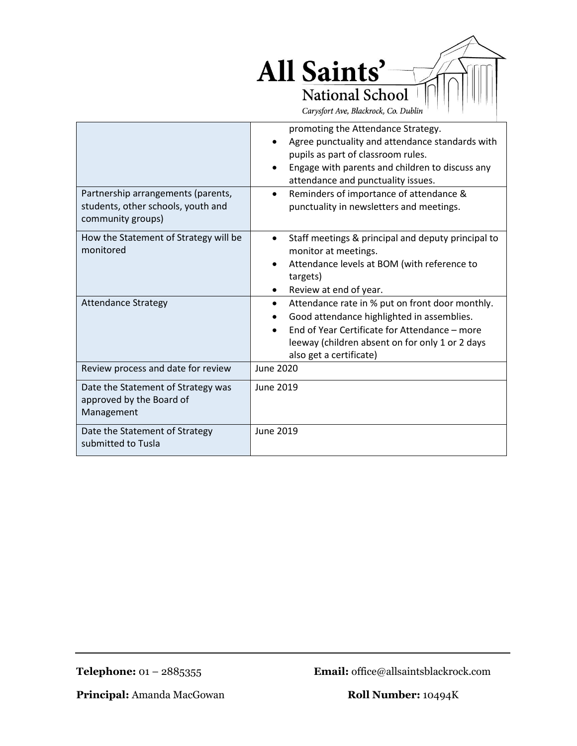| | |
|---|---|
| | promoting the Attendance Strategy.<br>• Agree punctuality and attendance standards with pupils as part of classroom rules.<br>• Engage with parents and children to discuss any attendance and punctuality issues. |
| Partnership arrangements (parents, students, other schools, youth and community groups) | • Reminders of importance of attendance & punctuality in newsletters and meetings. |
| How the Statement of Strategy will be monitored | • Staff meetings & principal and deputy principal to monitor at meetings.<br>• Attendance levels at BOM (with reference to targets)<br>• Review at end of year. |
| Attendance Strategy | • Attendance rate in % put on front door monthly.<br>• Good attendance highlighted in assemblies.<br>• End of Year Certificate for Attendance – more leeway (children absent on for only 1 or 2 days also get a certificate) |
| Review process and date for review | June 2020 |
| Date the Statement of Strategy was approved by the Board of Management | June 2019 |
| Date the Statement of Strategy submitted to Tusla | June 2019 |